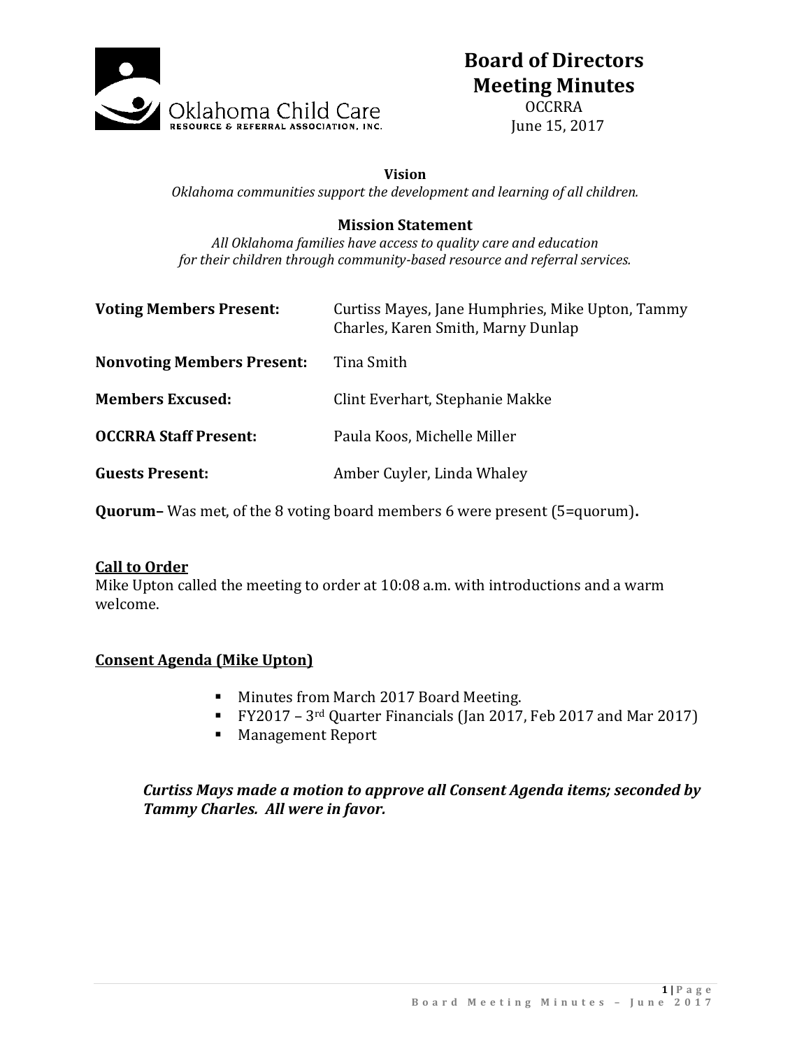# Board of Directors Meeting Minutes

OCCRRA
June 15, 2017

**Vision**

*Oklahoma communities support the development and learning of all children.*

**Mission Statement**

*All Oklahoma families have access to quality care and education for their children through community-based resource and referral services.*

**Voting Members Present:** Curtiss Mayes, Jane Humphries, Mike Upton, Tammy Charles, Karen Smith, Marny Dunlap

**Nonvoting Members Present:** Tina Smith

**Members Excused:** Clint Everhart, Stephanie Makke

**OCCRRA Staff Present:** Paula Koos, Michelle Miller

**Guests Present:** Amber Cuyler, Linda Whaley

**Quorum**– Was met, of the 8 voting board members 6 were present (5=quorum)**.**

## Call to Order

Mike Upton called the meeting to order at 10:08 a.m. with introductions and a warm welcome.

## Consent Agenda (Mike Upton)

- Minutes from March 2017 Board Meeting.
- FY2017 – 3rd Quarter Financials (Jan 2017, Feb 2017 and Mar 2017)
- Management Report

***Curtiss Mays made a motion to approve all Consent Agenda items; seconded by Tammy Charles. All were in favor.***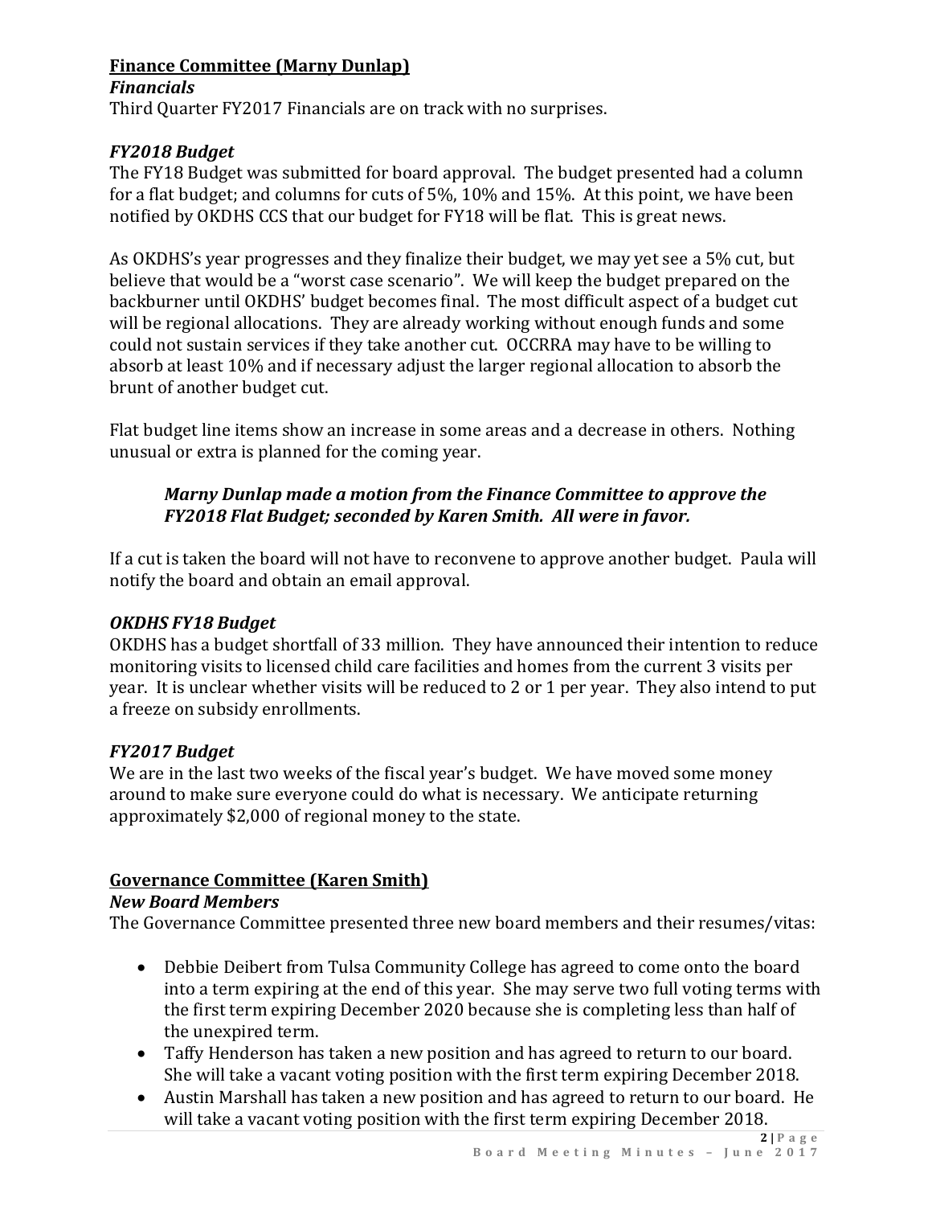## Finance Committee (Marny Dunlap)

### *Financials*

Third Quarter FY2017 Financials are on track with no surprises.

### *FY2018 Budget*

The FY18 Budget was submitted for board approval. The budget presented had a column for a flat budget; and columns for cuts of 5%, 10% and 15%. At this point, we have been notified by OKDHS CCS that our budget for FY18 will be flat. This is great news.

As OKDHS's year progresses and they finalize their budget, we may yet see a 5% cut, but believe that would be a "worst case scenario". We will keep the budget prepared on the backburner until OKDHS' budget becomes final. The most difficult aspect of a budget cut will be regional allocations. They are already working without enough funds and some could not sustain services if they take another cut. OCCRRA may have to be willing to absorb at least 10% and if necessary adjust the larger regional allocation to absorb the brunt of another budget cut.

Flat budget line items show an increase in some areas and a decrease in others. Nothing unusual or extra is planned for the coming year.

> ***Marny Dunlap made a motion from the Finance Committee to approve the FY2018 Flat Budget; seconded by Karen Smith. All were in favor.***

If a cut is taken the board will not have to reconvene to approve another budget. Paula will notify the board and obtain an email approval.

### *OKDHS FY18 Budget*

OKDHS has a budget shortfall of 33 million. They have announced their intention to reduce monitoring visits to licensed child care facilities and homes from the current 3 visits per year. It is unclear whether visits will be reduced to 2 or 1 per year. They also intend to put a freeze on subsidy enrollments.

### *FY2017 Budget*

We are in the last two weeks of the fiscal year's budget. We have moved some money around to make sure everyone could do what is necessary. We anticipate returning approximately $2,000 of regional money to the state.

## Governance Committee (Karen Smith)

### *New Board Members*

The Governance Committee presented three new board members and their resumes/vitas:

- Debbie Deibert from Tulsa Community College has agreed to come onto the board into a term expiring at the end of this year. She may serve two full voting terms with the first term expiring December 2020 because she is completing less than half of the unexpired term.
- Taffy Henderson has taken a new position and has agreed to return to our board. She will take a vacant voting position with the first term expiring December 2018.
- Austin Marshall has taken a new position and has agreed to return to our board. He will take a vacant voting position with the first term expiring December 2018.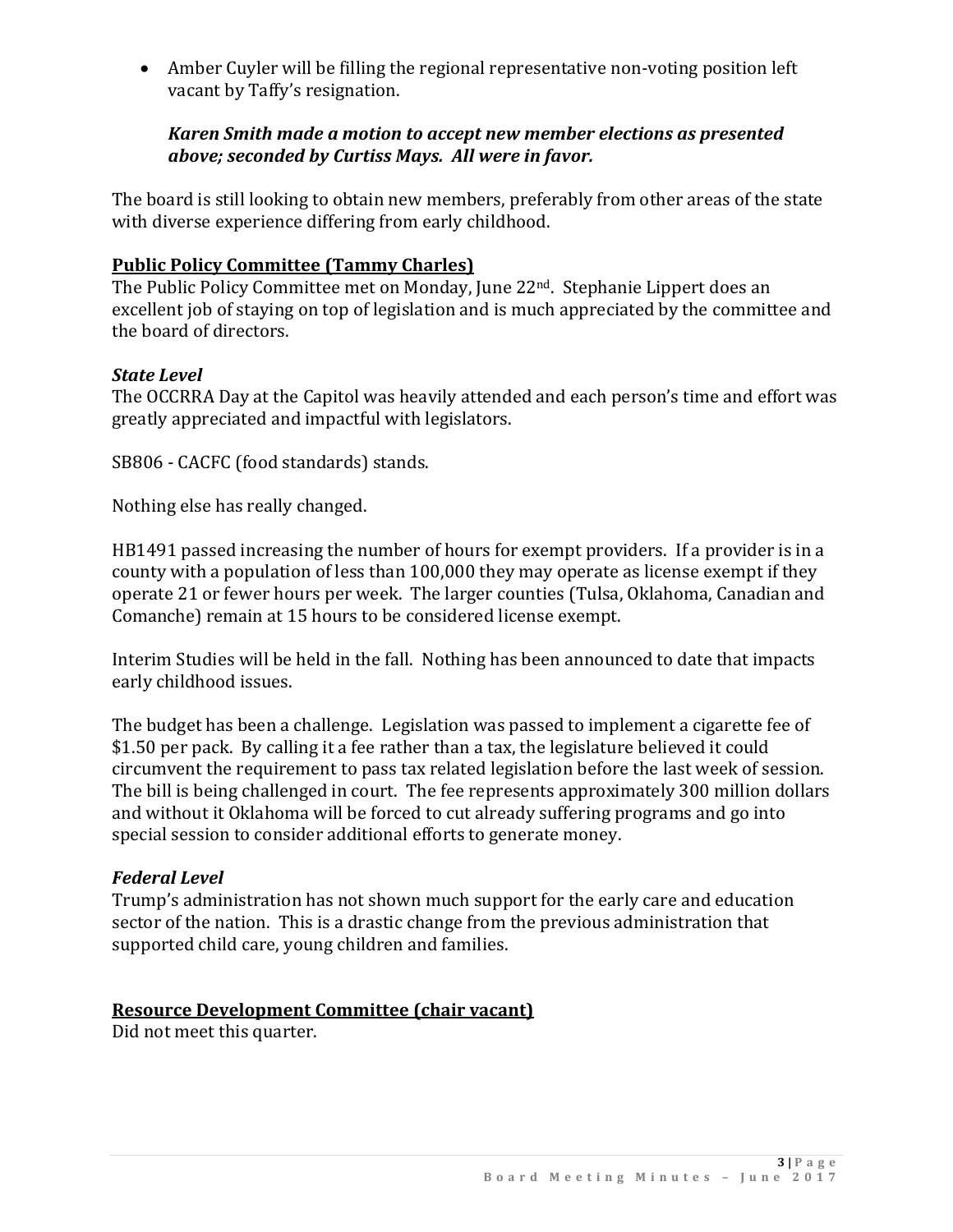- Amber Cuyler will be filling the regional representative non-voting position left vacant by Taffy's resignation.

  ***Karen Smith made a motion to accept new member elections as presented above; seconded by Curtiss Mays. All were in favor.***

The board is still looking to obtain new members, preferably from other areas of the state with diverse experience differing from early childhood.

## Public Policy Committee (Tammy Charles)

The Public Policy Committee met on Monday, June 22nd. Stephanie Lippert does an excellent job of staying on top of legislation and is much appreciated by the committee and the board of directors.

### *State Level*

The OCCRRA Day at the Capitol was heavily attended and each person's time and effort was greatly appreciated and impactful with legislators.

SB806 - CACFC (food standards) stands.

Nothing else has really changed.

HB1491 passed increasing the number of hours for exempt providers. If a provider is in a county with a population of less than 100,000 they may operate as license exempt if they operate 21 or fewer hours per week. The larger counties (Tulsa, Oklahoma, Canadian and Comanche) remain at 15 hours to be considered license exempt.

Interim Studies will be held in the fall. Nothing has been announced to date that impacts early childhood issues.

The budget has been a challenge. Legislation was passed to implement a cigarette fee of $1.50 per pack. By calling it a fee rather than a tax, the legislature believed it could circumvent the requirement to pass tax related legislation before the last week of session. The bill is being challenged in court. The fee represents approximately 300 million dollars and without it Oklahoma will be forced to cut already suffering programs and go into special session to consider additional efforts to generate money.

### *Federal Level*

Trump's administration has not shown much support for the early care and education sector of the nation. This is a drastic change from the previous administration that supported child care, young children and families.

## Resource Development Committee (chair vacant)

Did not meet this quarter.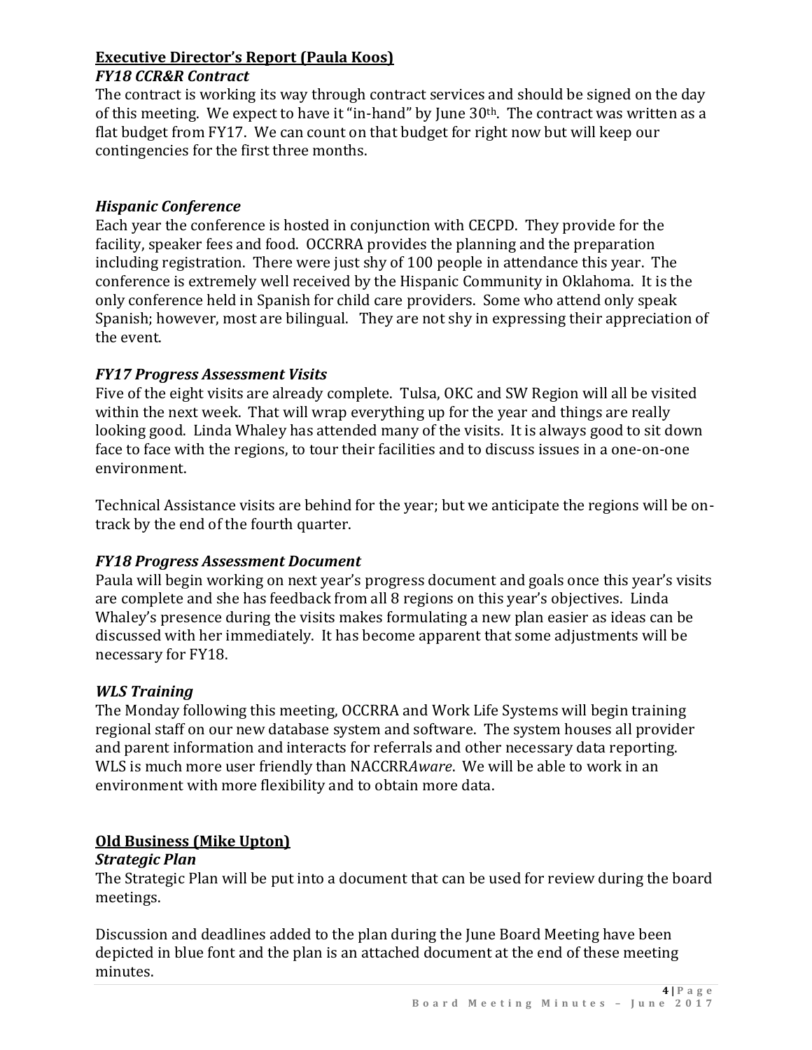## Executive Director's Report (Paula Koos)

### *FY18 CCR&R Contract*

The contract is working its way through contract services and should be signed on the day of this meeting. We expect to have it "in-hand" by June 30th. The contract was written as a flat budget from FY17. We can count on that budget for right now but will keep our contingencies for the first three months.

### *Hispanic Conference*

Each year the conference is hosted in conjunction with CECPD. They provide for the facility, speaker fees and food. OCCRRA provides the planning and the preparation including registration. There were just shy of 100 people in attendance this year. The conference is extremely well received by the Hispanic Community in Oklahoma. It is the only conference held in Spanish for child care providers. Some who attend only speak Spanish; however, most are bilingual. They are not shy in expressing their appreciation of the event.

### *FY17 Progress Assessment Visits*

Five of the eight visits are already complete. Tulsa, OKC and SW Region will all be visited within the next week. That will wrap everything up for the year and things are really looking good. Linda Whaley has attended many of the visits. It is always good to sit down face to face with the regions, to tour their facilities and to discuss issues in a one-on-one environment.

Technical Assistance visits are behind for the year; but we anticipate the regions will be on-track by the end of the fourth quarter.

### *FY18 Progress Assessment Document*

Paula will begin working on next year's progress document and goals once this year's visits are complete and she has feedback from all 8 regions on this year's objectives. Linda Whaley's presence during the visits makes formulating a new plan easier as ideas can be discussed with her immediately. It has become apparent that some adjustments will be necessary for FY18.

### *WLS Training*

The Monday following this meeting, OCCRRA and Work Life Systems will begin training regional staff on our new database system and software. The system houses all provider and parent information and interacts for referrals and other necessary data reporting. WLS is much more user friendly than NACCRR*Aware*. We will be able to work in an environment with more flexibility and to obtain more data.

## Old Business (Mike Upton)

### *Strategic Plan*

The Strategic Plan will be put into a document that can be used for review during the board meetings.

Discussion and deadlines added to the plan during the June Board Meeting have been depicted in blue font and the plan is an attached document at the end of these meeting minutes.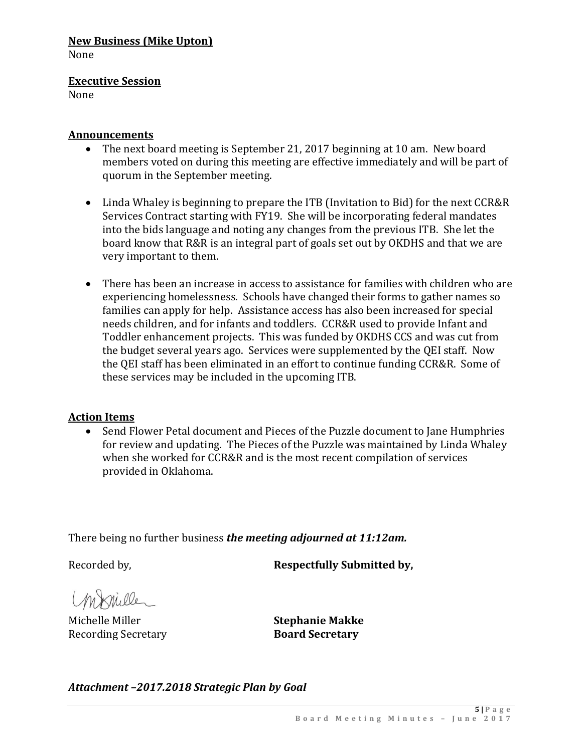**New Business (Mike Upton)**
None

**Executive Session**
None

**Announcements**

- The next board meeting is September 21, 2017 beginning at 10 am. New board members voted on during this meeting are effective immediately and will be part of quorum in the September meeting.
- Linda Whaley is beginning to prepare the ITB (Invitation to Bid) for the next CCR&R Services Contract starting with FY19. She will be incorporating federal mandates into the bids language and noting any changes from the previous ITB. She let the board know that R&R is an integral part of goals set out by OKDHS and that we are very important to them.
- There has been an increase in access to assistance for families with children who are experiencing homelessness. Schools have changed their forms to gather names so families can apply for help. Assistance access has also been increased for special needs children, and for infants and toddlers. CCR&R used to provide Infant and Toddler enhancement projects. This was funded by OKDHS CCS and was cut from the budget several years ago. Services were supplemented by the QEI staff. Now the QEI staff has been eliminated in an effort to continue funding CCR&R. Some of these services may be included in the upcoming ITB.

**Action Items**

- Send Flower Petal document and Pieces of the Puzzle document to Jane Humphries for review and updating. The Pieces of the Puzzle was maintained by Linda Whaley when she worked for CCR&R and is the most recent compilation of services provided in Oklahoma.

There being no further business ***the meeting adjourned at 11:12am.***

Recorded by,

Michelle Miller
Recording Secretary

**Respectfully Submitted by,**

**Stephanie Makke**
**Board Secretary**

***Attachment –2017.2018 Strategic Plan by Goal***